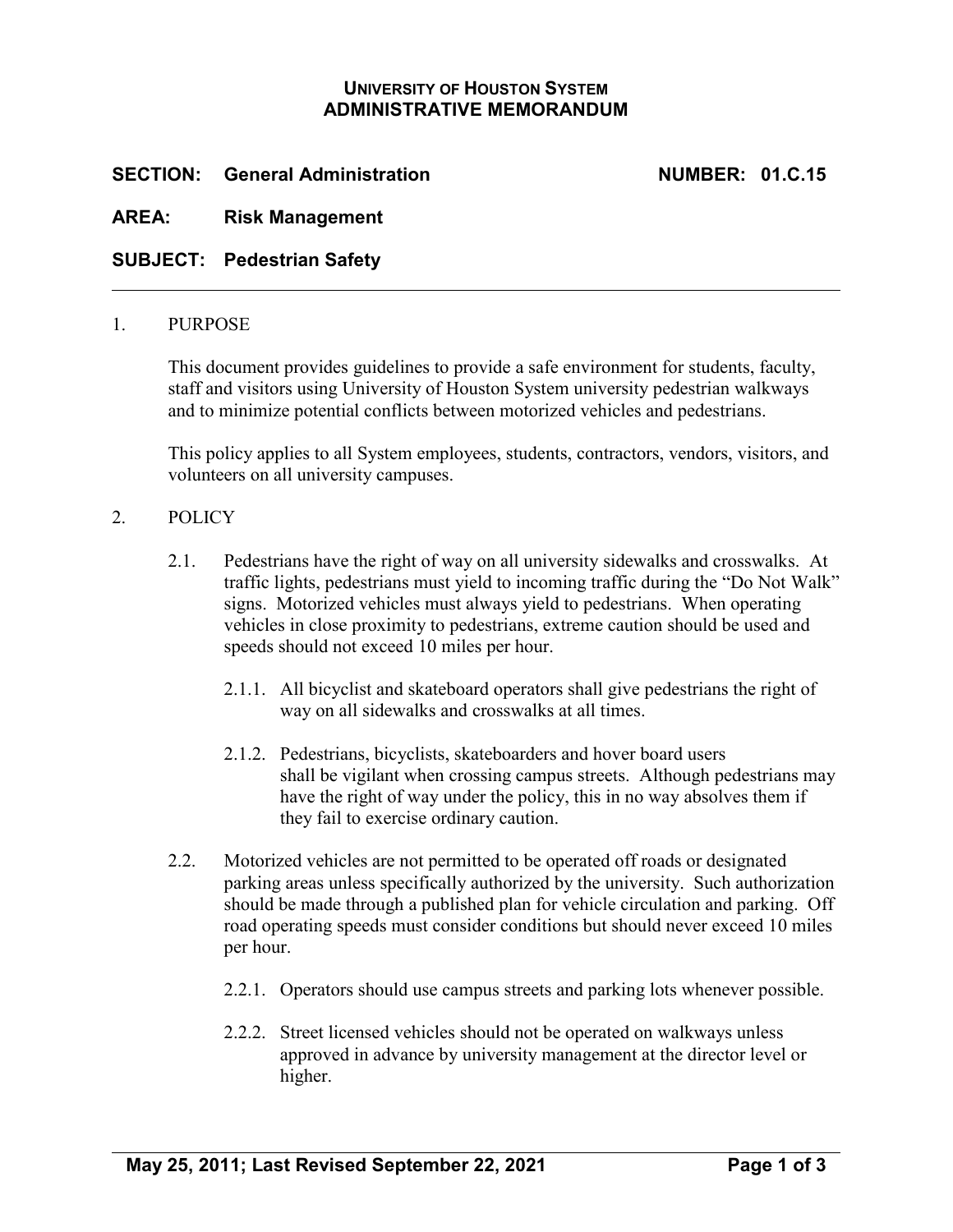# UNIVERSITY OF HOUSTON SYSTEM
# ADMINISTRATIVE MEMORANDUM

**SECTION: General Administration** **NUMBER: 01.C.15**

**AREA: Risk Management**

**SUBJECT: Pedestrian Safety**

---

1. PURPOSE

   This document provides guidelines to provide a safe environment for students, faculty, staff and visitors using University of Houston System university pedestrian walkways and to minimize potential conflicts between motorized vehicles and pedestrians.

   This policy applies to all System employees, students, contractors, vendors, visitors, and volunteers on all university campuses.

2. POLICY

   2.1. Pedestrians have the right of way on all university sidewalks and crosswalks. At traffic lights, pedestrians must yield to incoming traffic during the "Do Not Walk" signs. Motorized vehicles must always yield to pedestrians. When operating vehicles in close proximity to pedestrians, extreme caution should be used and speeds should not exceed 10 miles per hour.

   2.1.1. All bicyclist and skateboard operators shall give pedestrians the right of way on all sidewalks and crosswalks at all times.

   2.1.2. Pedestrians, bicyclists, skateboarders and hover board users shall be vigilant when crossing campus streets. Although pedestrians may have the right of way under the policy, this in no way absolves them if they fail to exercise ordinary caution.

   2.2. Motorized vehicles are not permitted to be operated off roads or designated parking areas unless specifically authorized by the university. Such authorization should be made through a published plan for vehicle circulation and parking. Off road operating speeds must consider conditions but should never exceed 10 miles per hour.

   2.2.1. Operators should use campus streets and parking lots whenever possible.

   2.2.2. Street licensed vehicles should not be operated on walkways unless approved in advance by university management at the director level or higher.

May 25, 2011; Last Revised September 22, 2021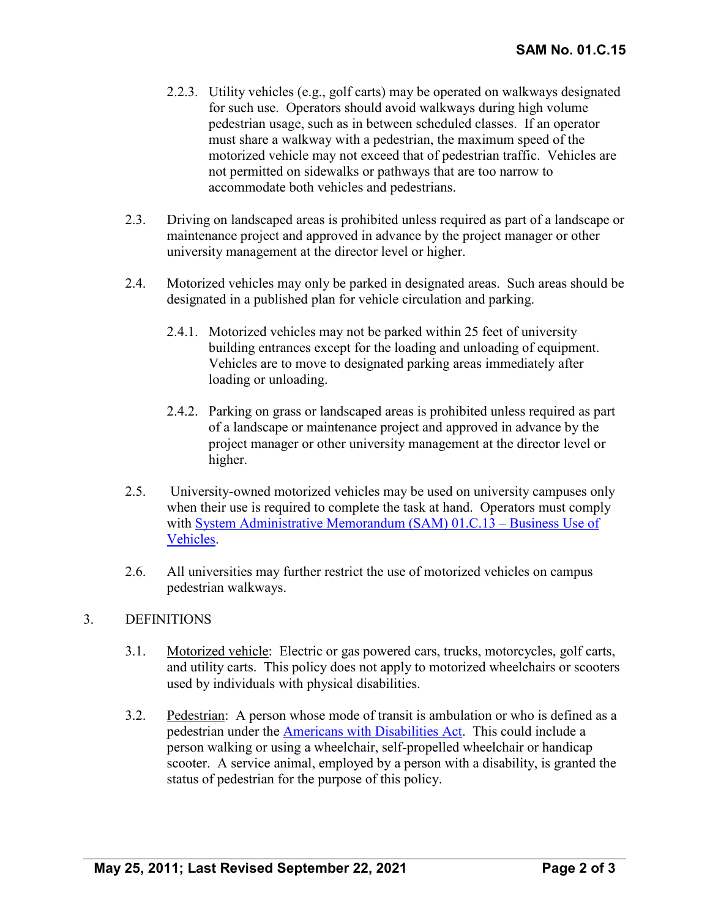2.2.3. Utility vehicles (e.g., golf carts) may be operated on walkways designated for such use. Operators should avoid walkways during high volume pedestrian usage, such as in between scheduled classes. If an operator must share a walkway with a pedestrian, the maximum speed of the motorized vehicle may not exceed that of pedestrian traffic. Vehicles are not permitted on sidewalks or pathways that are too narrow to accommodate both vehicles and pedestrians.

2.3. Driving on landscaped areas is prohibited unless required as part of a landscape or maintenance project and approved in advance by the project manager or other university management at the director level or higher.

2.4. Motorized vehicles may only be parked in designated areas. Such areas should be designated in a published plan for vehicle circulation and parking.

2.4.1. Motorized vehicles may not be parked within 25 feet of university building entrances except for the loading and unloading of equipment. Vehicles are to move to designated parking areas immediately after loading or unloading.

2.4.2. Parking on grass or landscaped areas is prohibited unless required as part of a landscape or maintenance project and approved in advance by the project manager or other university management at the director level or higher.

2.5. University-owned motorized vehicles may be used on university campuses only when their use is required to complete the task at hand. Operators must comply with [System Administrative Memorandum (SAM) 01.C.13 – Business Use of Vehicles](#).

2.6. All universities may further restrict the use of motorized vehicles on campus pedestrian walkways.

## 3. DEFINITIONS

3.1. Motorized vehicle: Electric or gas powered cars, trucks, motorcycles, golf carts, and utility carts. This policy does not apply to motorized wheelchairs or scooters used by individuals with physical disabilities.

3.2. Pedestrian: A person whose mode of transit is ambulation or who is defined as a pedestrian under the [Americans with Disabilities Act](#). This could include a person walking or using a wheelchair, self-propelled wheelchair or handicap scooter. A service animal, employed by a person with a disability, is granted the status of pedestrian for the purpose of this policy.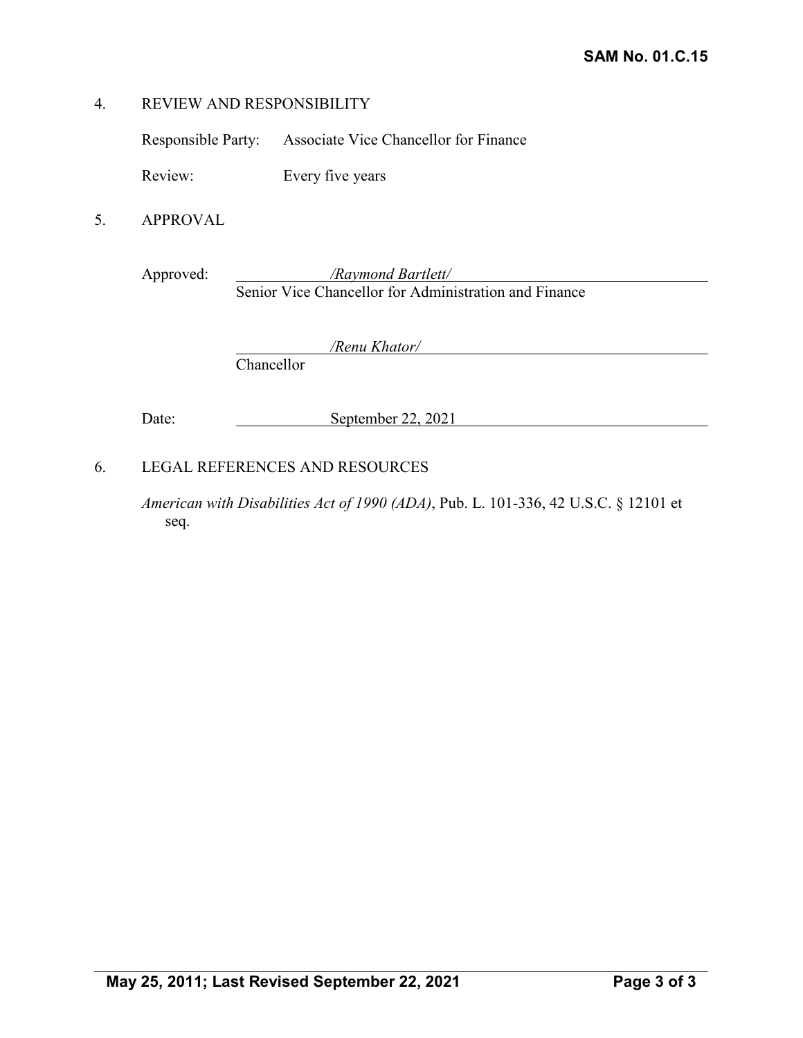## 4. REVIEW AND RESPONSIBILITY

Responsible Party: Associate Vice Chancellor for Finance

Review: Every five years

## 5. APPROVAL

Approved: */Raymond Bartlett/*
Senior Vice Chancellor for Administration and Finance

*/Renu Khator/*
Chancellor

Date: September 22, 2021

## 6. LEGAL REFERENCES AND RESOURCES

*American with Disabilities Act of 1990 (ADA)*, Pub. L. 101-336, 42 U.S.C. § 12101 et seq.